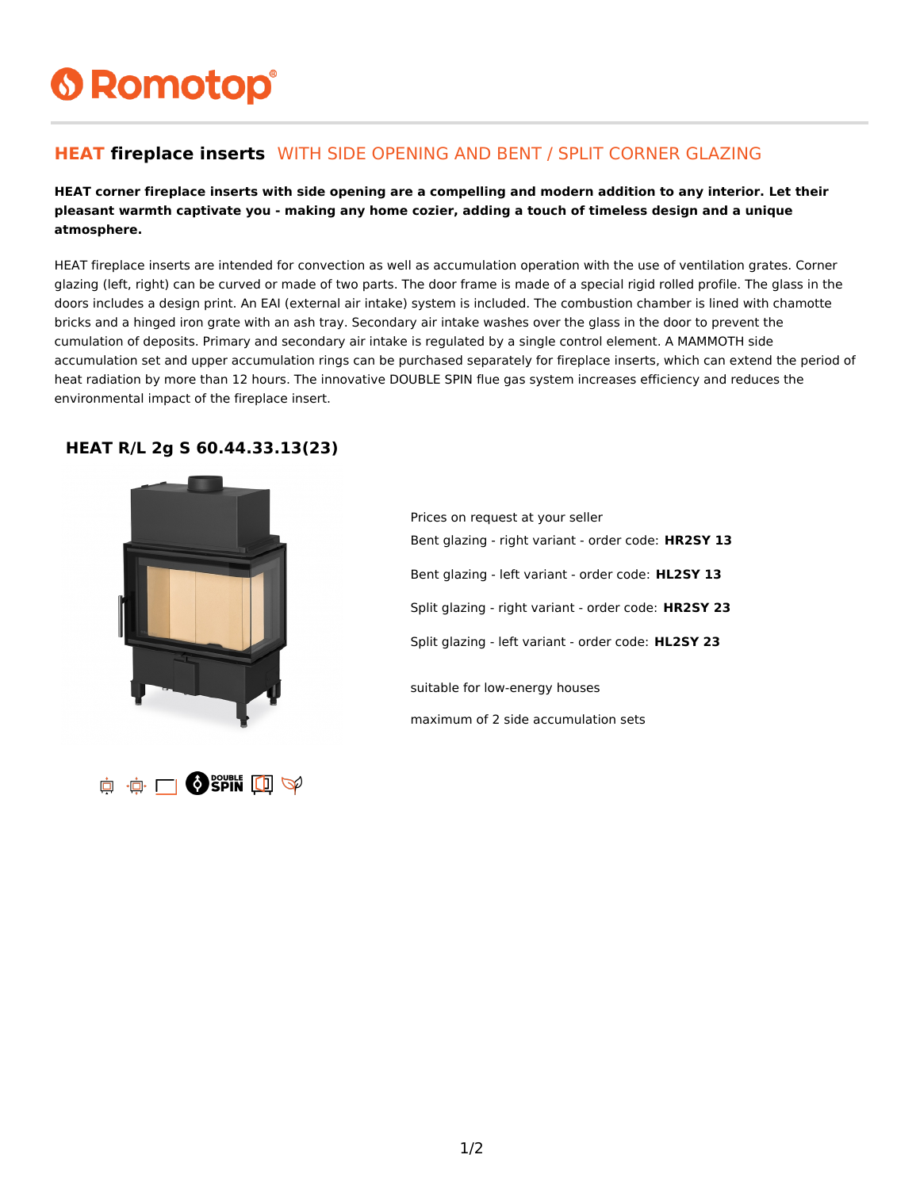# Romotop®

## HEAT fireplace inserts WITH SIDE OPENING AND BENT / SPLIT CORNER GLAZING

**HEAT corner fireplace inserts with side opening are a compelling and modern addition to any interior. Let their pleasant warmth captivate you - making any home cozier, adding a touch of timeless design and a unique atmosphere.**

HEAT fireplace inserts are intended for convection as well as accumulation operation with the use of ventilation grates. Corner glazing (left, right) can be curved or made of two parts. The door frame is made of a special rigid rolled profile. The glass in the doors includes a design print. An EAI (external air intake) system is included. The combustion chamber is lined with chamotte bricks and a hinged iron grate with an ash tray. Secondary air intake washes over the glass in the door to prevent the cumulation of deposits. Primary and secondary air intake is regulated by a single control element. A MAMMOTH side accumulation set and upper accumulation rings can be purchased separately for fireplace inserts, which can extend the period of heat radiation by more than 12 hours. The innovative DOUBLE SPIN flue gas system increases efficiency and reduces the environmental impact of the fireplace insert.

### HEAT R/L 2g S 60.44.33.13(23)

Prices on request at your seller

Bent glazing - right variant - order code: **HR2SY 13**

Bent glazing - left variant - order code: **HL2SY 13**

Split glazing - right variant - order code: **HR2SY 23**

Split glazing - left variant - order code: **HL2SY 23**

suitable for low-energy houses

maximum of 2 side accumulation sets

DOUBLE SPIN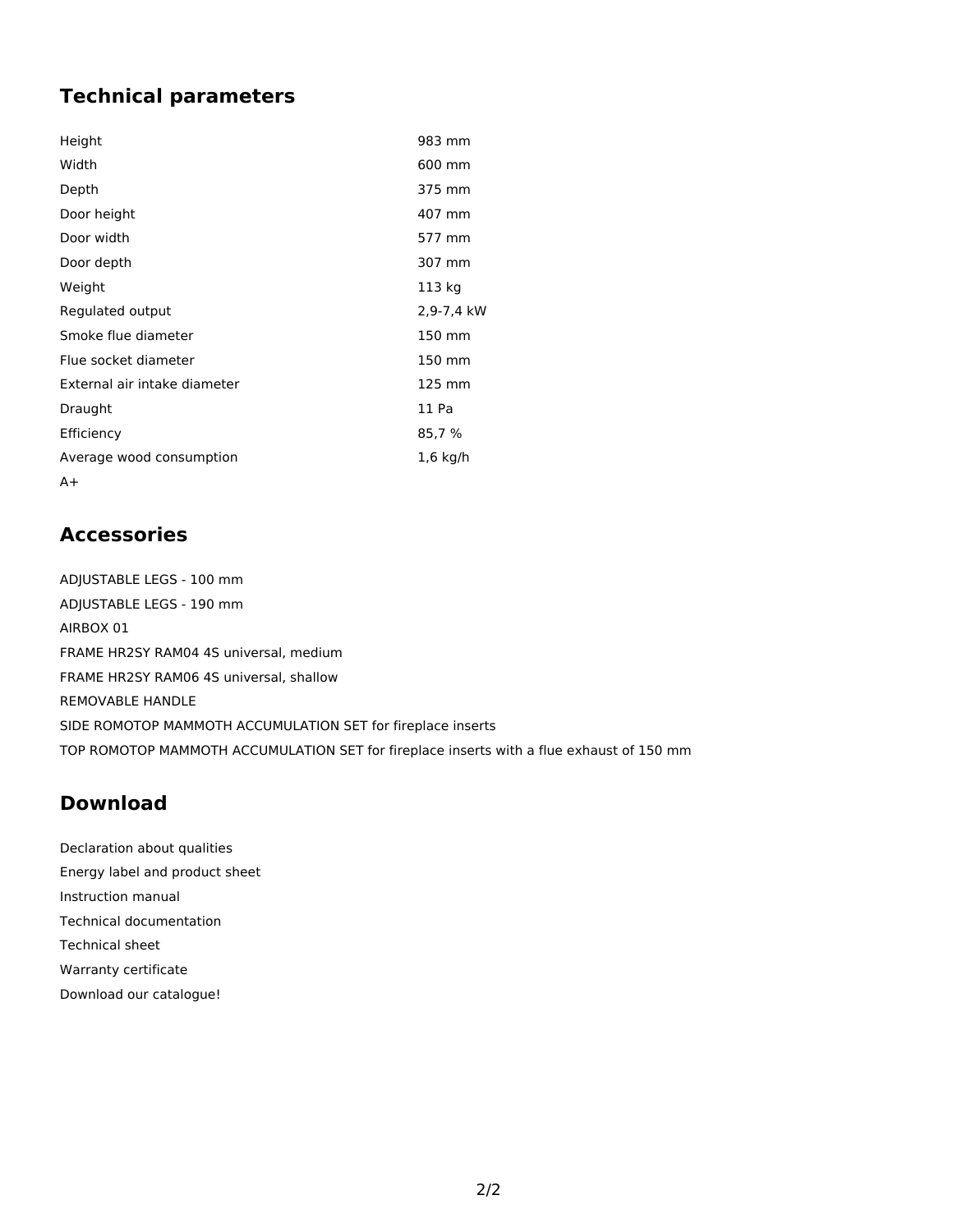## Technical parameters

| | |
|---|---|
| Height | 983 mm |
| Width | 600 mm |
| Depth | 375 mm |
| Door height | 407 mm |
| Door width | 577 mm |
| Door depth | 307 mm |
| Weight | 113 kg |
| Regulated output | 2,9-7,4 kW |
| Smoke flue diameter | 150 mm |
| Flue socket diameter | 150 mm |
| External air intake diameter | 125 mm |
| Draught | 11 Pa |
| Efficiency | 85,7 % |
| Average wood consumption | 1,6 kg/h |
| A+ | |

## Accessories

ADJUSTABLE LEGS - 100 mm
ADJUSTABLE LEGS - 190 mm
AIRBOX 01
FRAME HR2SY RAM04 4S universal, medium
FRAME HR2SY RAM06 4S universal, shallow
REMOVABLE HANDLE
SIDE ROMOTOP MAMMOTH ACCUMULATION SET for fireplace inserts
TOP ROMOTOP MAMMOTH ACCUMULATION SET for fireplace inserts with a flue exhaust of 150 mm

## Download

Declaration about qualities
Energy label and product sheet
Instruction manual
Technical documentation
Technical sheet
Warranty certificate
Download our catalogue!